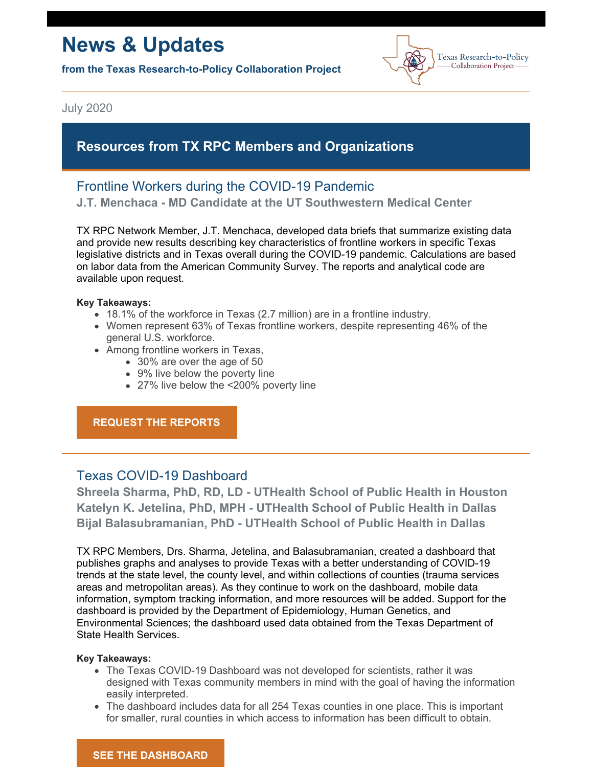# News & Updates

**from the Texas Research-to-Policy Collaboration Project**

Texas Research-to-Policy Collaboration Project

July 2020

## Resources from TX RPC Members and Organizations

### Frontline Workers during the COVID-19 Pandemic

**J.T. Menchaca - MD Candidate at the UT Southwestern Medical Center**

TX RPC Network Member, J.T. Menchaca, developed data briefs that summarize existing data and provide new results describing key characteristics of frontline workers in specific Texas legislative districts and in Texas overall during the COVID-19 pandemic. Calculations are based on labor data from the American Community Survey. The reports and analytical code are available upon request.

**Key Takeaways:**

- 18.1% of the workforce in Texas (2.7 million) are in a frontline industry.
- Women represent 63% of Texas frontline workers, despite representing 46% of the general U.S. workforce.
- Among frontline workers in Texas,
    - 30% are over the age of 50
    - 9% live below the poverty line
    - 27% live below the <200% poverty line

**REQUEST THE REPORTS**

### Texas COVID-19 Dashboard

**Shreela Sharma, PhD, RD, LD - UTHealth School of Public Health in Houston**
**Katelyn K. Jetelina, PhD, MPH - UTHealth School of Public Health in Dallas**
**Bijal Balasubramanian, PhD - UTHealth School of Public Health in Dallas**

TX RPC Members, Drs. Sharma, Jetelina, and Balasubramanian, created a dashboard that publishes graphs and analyses to provide Texas with a better understanding of COVID-19 trends at the state level, the county level, and within collections of counties (trauma services areas and metropolitan areas). As they continue to work on the dashboard, mobile data information, symptom tracking information, and more resources will be added. Support for the dashboard is provided by the Department of Epidemiology, Human Genetics, and Environmental Sciences; the dashboard used data obtained from the Texas Department of State Health Services.

**Key Takeaways:**

- The Texas COVID-19 Dashboard was not developed for scientists, rather it was designed with Texas community members in mind with the goal of having the information easily interpreted.
- The dashboard includes data for all 254 Texas counties in one place. This is important for smaller, rural counties in which access to information has been difficult to obtain.

**SEE THE DASHBOARD**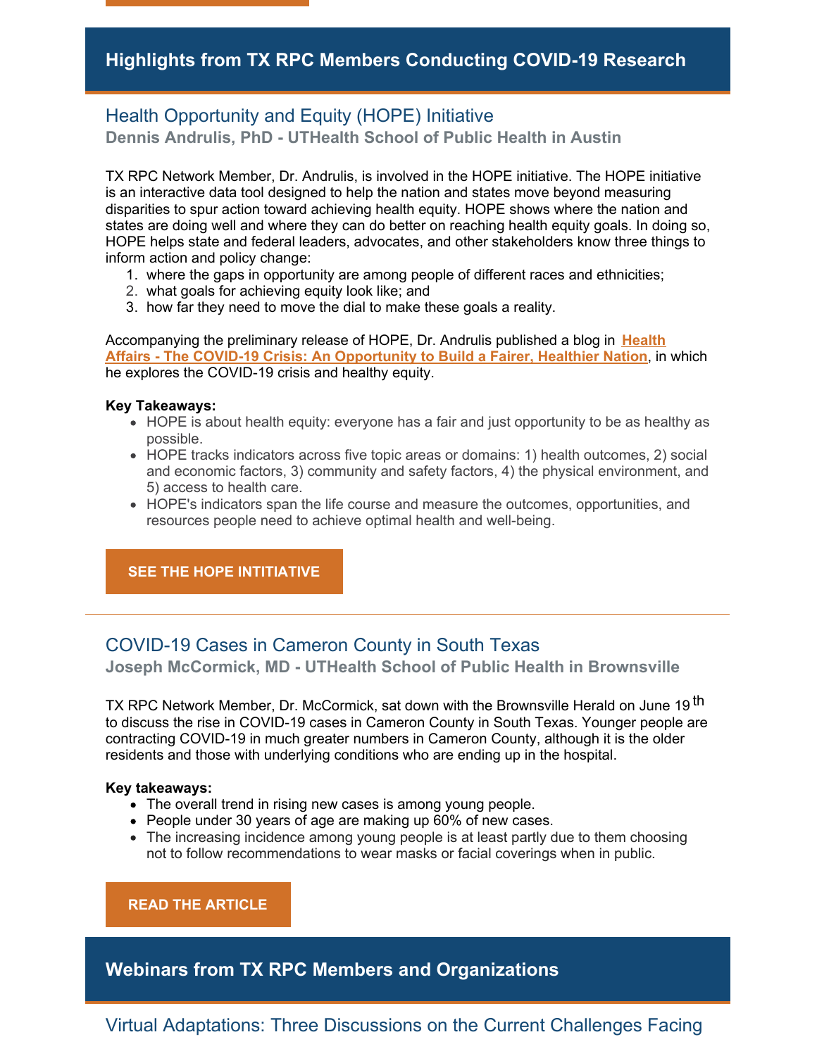## Highlights from TX RPC Members Conducting COVID-19 Research

### Health Opportunity and Equity (HOPE) Initiative

**Dennis Andrulis, PhD - UTHealth School of Public Health in Austin**

TX RPC Network Member, Dr. Andrulis, is involved in the HOPE initiative. The HOPE initiative is an interactive data tool designed to help the nation and states move beyond measuring disparities to spur action toward achieving health equity. HOPE shows where the nation and states are doing well and where they can do better on reaching health equity goals. In doing so, HOPE helps state and federal leaders, advocates, and other stakeholders know three things to inform action and policy change:

1. where the gaps in opportunity are among people of different races and ethnicities;
2. what goals for achieving equity look like; and
3. how far they need to move the dial to make these goals a reality.

Accompanying the preliminary release of HOPE, Dr. Andrulis published a blog in **Health Affairs - The COVID-19 Crisis: An Opportunity to Build a Fairer, Healthier Nation**, in which he explores the COVID-19 crisis and healthy equity.

**Key Takeaways:**

- HOPE is about health equity: everyone has a fair and just opportunity to be as healthy as possible.
- HOPE tracks indicators across five topic areas or domains: 1) health outcomes, 2) social and economic factors, 3) community and safety factors, 4) the physical environment, and 5) access to health care.
- HOPE's indicators span the life course and measure the outcomes, opportunities, and resources people need to achieve optimal health and well-being.

**SEE THE HOPE INTITIATIVE**

---

### COVID-19 Cases in Cameron County in South Texas

**Joseph McCormick, MD - UTHealth School of Public Health in Brownsville**

TX RPC Network Member, Dr. McCormick, sat down with the Brownsville Herald on June 19th to discuss the rise in COVID-19 cases in Cameron County in South Texas. Younger people are contracting COVID-19 in much greater numbers in Cameron County, although it is the older residents and those with underlying conditions who are ending up in the hospital.

**Key takeaways:**

- The overall trend in rising new cases is among young people.
- People under 30 years of age are making up 60% of new cases.
- The increasing incidence among young people is at least partly due to them choosing not to follow recommendations to wear masks or facial coverings when in public.

**READ THE ARTICLE**

## Webinars from TX RPC Members and Organizations

### Virtual Adaptations: Three Discussions on the Current Challenges Facing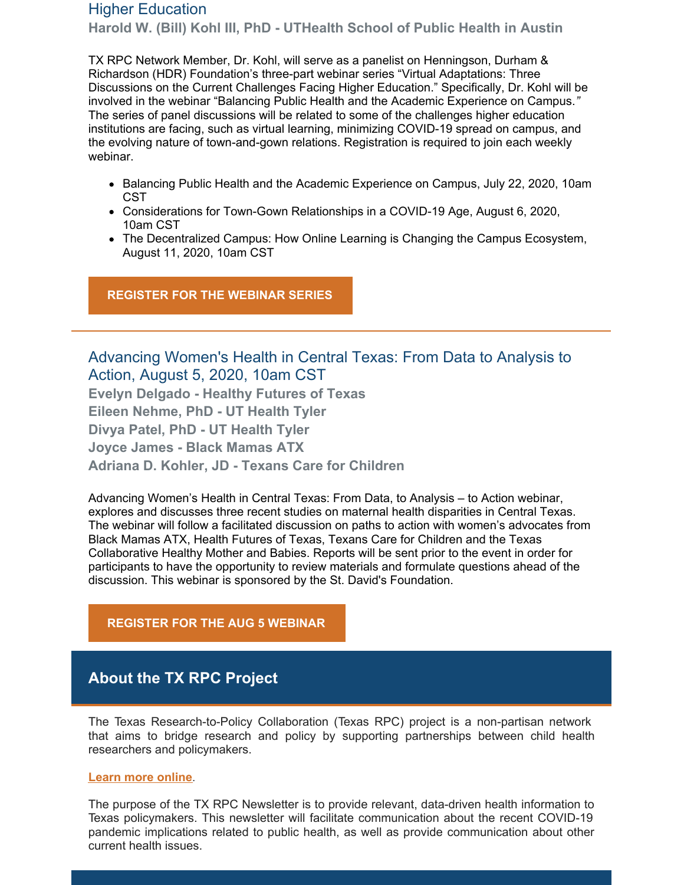## Higher Education

**Harold W. (Bill) Kohl III, PhD - UTHealth School of Public Health in Austin**

TX RPC Network Member, Dr. Kohl, will serve as a panelist on Henningson, Durham & Richardson (HDR) Foundation's three-part webinar series "Virtual Adaptations: Three Discussions on the Current Challenges Facing Higher Education." Specifically, Dr. Kohl will be involved in the webinar "Balancing Public Health and the Academic Experience on Campus." The series of panel discussions will be related to some of the challenges higher education institutions are facing, such as virtual learning, minimizing COVID-19 spread on campus, and the evolving nature of town-and-gown relations. Registration is required to join each weekly webinar.

- Balancing Public Health and the Academic Experience on Campus, July 22, 2020, 10am CST
- Considerations for Town-Gown Relationships in a COVID-19 Age, August 6, 2020, 10am CST
- The Decentralized Campus: How Online Learning is Changing the Campus Ecosystem, August 11, 2020, 10am CST

**REGISTER FOR THE WEBINAR SERIES**

---

## Advancing Women's Health in Central Texas: From Data to Analysis to Action, August 5, 2020, 10am CST

**Evelyn Delgado - Healthy Futures of Texas**
**Eileen Nehme, PhD - UT Health Tyler**
**Divya Patel, PhD - UT Health Tyler**
**Joyce James - Black Mamas ATX**
**Adriana D. Kohler, JD - Texans Care for Children**

Advancing Women's Health in Central Texas: From Data, to Analysis – to Action webinar, explores and discusses three recent studies on maternal health disparities in Central Texas. The webinar will follow a facilitated discussion on paths to action with women's advocates from Black Mamas ATX, Health Futures of Texas, Texans Care for Children and the Texas Collaborative Healthy Mother and Babies. Reports will be sent prior to the event in order for participants to have the opportunity to review materials and formulate questions ahead of the discussion. This webinar is sponsored by the St. David's Foundation.

**REGISTER FOR THE AUG 5 WEBINAR**

## About the TX RPC Project

The Texas Research-to-Policy Collaboration (Texas RPC) project is a non-partisan network that aims to bridge research and policy by supporting partnerships between child health researchers and policymakers.

**Learn more online**.

The purpose of the TX RPC Newsletter is to provide relevant, data-driven health information to Texas policymakers. This newsletter will facilitate communication about the recent COVID-19 pandemic implications related to public health, as well as provide communication about other current health issues.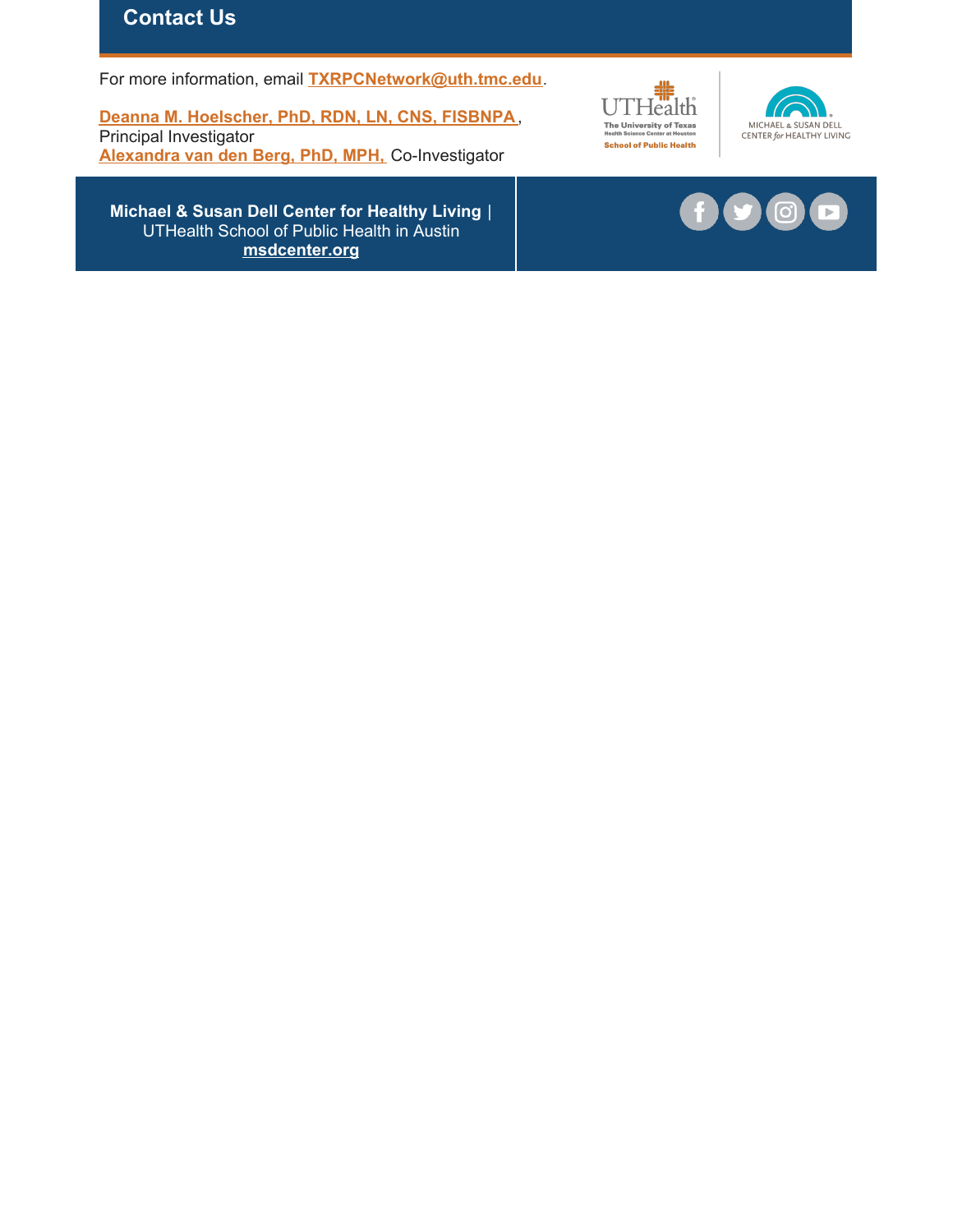## Contact Us

For more information, email **TXRPCNetwork@uth.tmc.edu**.

**Deanna M. Hoelscher, PhD, RDN, LN, CNS, FISBNPA**,
Principal Investigator
**Alexandra van den Berg, PhD, MPH,** Co-Investigator

**Michael & Susan Dell Center for Healthy Living** |
UTHealth School of Public Health in Austin
**msdcenter.org**